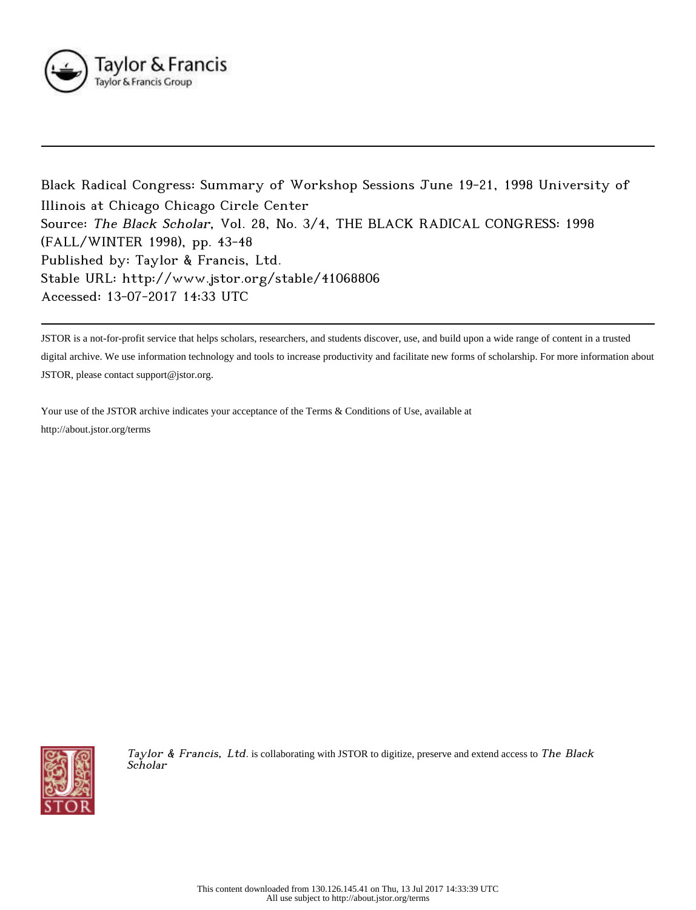Taylor & Francis
Taylor & Francis Group

Black Radical Congress: Summary of Workshop Sessions June 19-21, 1998 University of Illinois at Chicago Chicago Circle Center
Source: *The Black Scholar*, Vol. 28, No. 3/4, THE BLACK RADICAL CONGRESS: 1998 (FALL/WINTER 1998), pp. 43-48
Published by: Taylor & Francis, Ltd.
Stable URL: http://www.jstor.org/stable/41068806
Accessed: 13-07-2017 14:33 UTC

JSTOR is a not-for-profit service that helps scholars, researchers, and students discover, use, and build upon a wide range of content in a trusted digital archive. We use information technology and tools to increase productivity and facilitate new forms of scholarship. For more information about JSTOR, please contact support@jstor.org.

Your use of the JSTOR archive indicates your acceptance of the Terms & Conditions of Use, available at http://about.jstor.org/terms

*Taylor & Francis, Ltd.* is collaborating with JSTOR to digitize, preserve and extend access to *The Black Scholar*

This content downloaded from 130.126.145.41 on Thu, 13 Jul 2017 14:33:39 UTC
All use subject to http://about.jstor.org/terms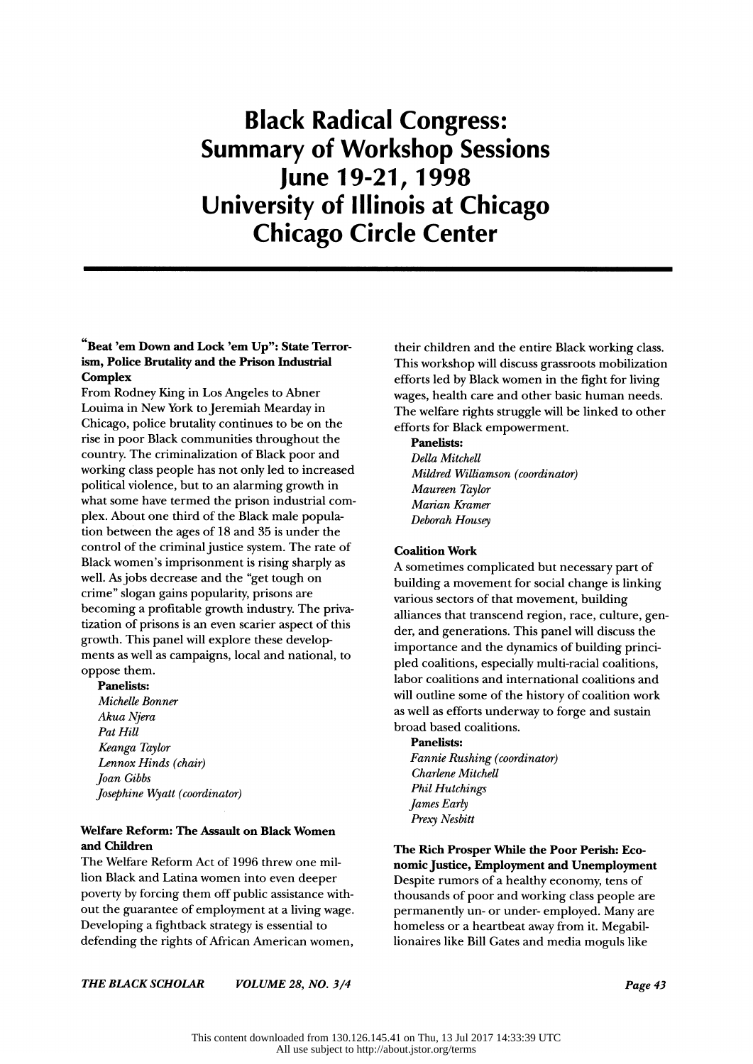# Black Radical Congress: Summary of Workshop Sessions June 19-21, 1998 University of Illinois at Chicago Chicago Circle Center

**"Beat 'em Down and Lock 'em Up": State Terrorism, Police Brutality and the Prison Industrial Complex**

From Rodney King in Los Angeles to Abner Louima in New York to Jeremiah Mearday in Chicago, police brutality continues to be on the rise in poor Black communities throughout the country. The criminalization of Black poor and working class people has not only led to increased political violence, but to an alarming growth in what some have termed the prison industrial complex. About one third of the Black male population between the ages of 18 and 35 is under the control of the criminal justice system. The rate of Black women's imprisonment is rising sharply as well. As jobs decrease and the "get tough on crime" slogan gains popularity, prisons are becoming a profitable growth industry. The privatization of prisons is an even scarier aspect of this growth. This panel will explore these developments as well as campaigns, local and national, to oppose them.

**Panelists:**
*Michelle Bonner*
*Akua Njera*
*Pat Hill*
*Keanga Taylor*
*Lennox Hinds (chair)*
*Joan Gibbs*
*Josephine Wyatt (coordinator)*

**Welfare Reform: The Assault on Black Women and Children**

The Welfare Reform Act of 1996 threw one million Black and Latina women into even deeper poverty by forcing them off public assistance without the guarantee of employment at a living wage. Developing a fightback strategy is essential to defending the rights of African American women, their children and the entire Black working class. This workshop will discuss grassroots mobilization efforts led by Black women in the fight for living wages, health care and other basic human needs. The welfare rights struggle will be linked to other efforts for Black empowerment.

**Panelists:**
*Della Mitchell*
*Mildred Williamson (coordinator)*
*Maureen Taylor*
*Marian Kramer*
*Deborah Housey*

**Coalition Work**

A sometimes complicated but necessary part of building a movement for social change is linking various sectors of that movement, building alliances that transcend region, race, culture, gender, and generations. This panel will discuss the importance and the dynamics of building principled coalitions, especially multi-racial coalitions, labor coalitions and international coalitions and will outline some of the history of coalition work as well as efforts underway to forge and sustain broad based coalitions.

**Panelists:**
*Fannie Rushing (coordinator)*
*Charlene Mitchell*
*Phil Hutchings*
*James Early*
*Prexy Nesbitt*

**The Rich Prosper While the Poor Perish: Economic Justice, Employment and Unemployment**

Despite rumors of a healthy economy, tens of thousands of poor and working class people are permanently un- or under- employed. Many are homeless or a heartbeat away from it. Megabillionaires like Bill Gates and media moguls like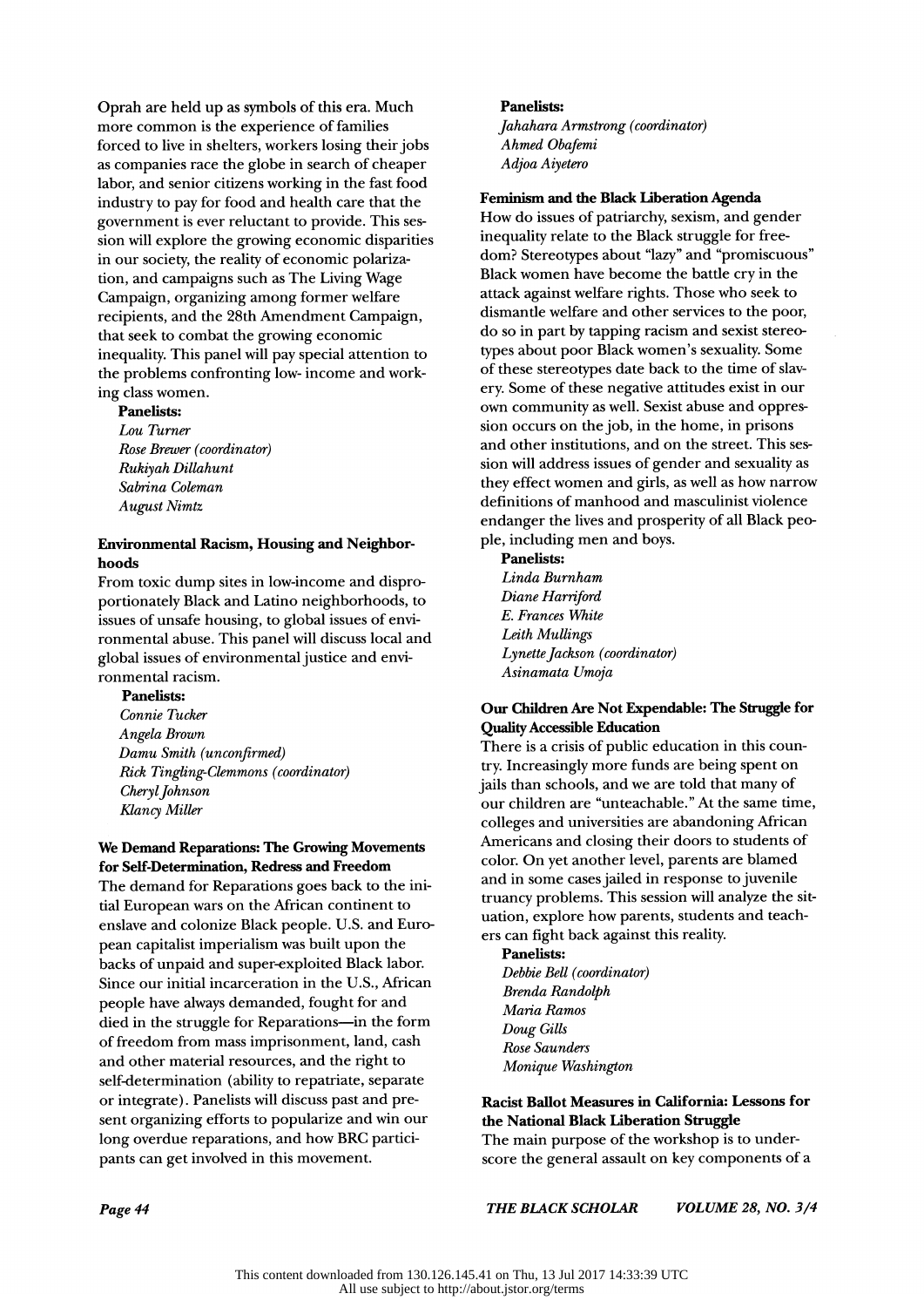Oprah are held up as symbols of this era. Much more common is the experience of families forced to live in shelters, workers losing their jobs as companies race the globe in search of cheaper labor, and senior citizens working in the fast food industry to pay for food and health care that the government is ever reluctant to provide. This session will explore the growing economic disparities in our society, the reality of economic polarization, and campaigns such as The Living Wage Campaign, organizing among former welfare recipients, and the 28th Amendment Campaign, that seek to combat the growing economic inequality. This panel will pay special attention to the problems confronting low- income and working class women.

**Panelists:**
*Lou Turner*
*Rose Brewer (coordinator)*
*Rukiyah Dillahunt*
*Sabrina Coleman*
*August Nimtz*

**Environmental Racism, Housing and Neighborhoods**

From toxic dump sites in low-income and disproportionately Black and Latino neighborhoods, to issues of unsafe housing, to global issues of environmental abuse. This panel will discuss local and global issues of environmental justice and environmental racism.

**Panelists:**
*Connie Tucker*
*Angela Brown*
*Damu Smith (unconfirmed)*
*Rick Tingling-Clemmons (coordinator)*
*Cheryl Johnson*
*Klancy Miller*

**We Demand Reparations: The Growing Movements for Self-Determination, Redress and Freedom**

The demand for Reparations goes back to the initial European wars on the African continent to enslave and colonize Black people. U.S. and European capitalist imperialism was built upon the backs of unpaid and super-exploited Black labor. Since our initial incarceration in the U.S., African people have always demanded, fought for and died in the struggle for Reparations—in the form of freedom from mass imprisonment, land, cash and other material resources, and the right to self-determination (ability to repatriate, separate or integrate). Panelists will discuss past and present organizing efforts to popularize and win our long overdue reparations, and how BRC participants can get involved in this movement.

**Panelists:**
*Jahahara Armstrong (coordinator)*
*Ahmed Obafemi*
*Adjoa Aiyetero*

**Feminism and the Black Liberation Agenda**

How do issues of patriarchy, sexism, and gender inequality relate to the Black struggle for freedom? Stereotypes about "lazy" and "promiscuous" Black women have become the battle cry in the attack against welfare rights. Those who seek to dismantle welfare and other services to the poor, do so in part by tapping racism and sexist stereotypes about poor Black women's sexuality. Some of these stereotypes date back to the time of slavery. Some of these negative attitudes exist in our own community as well. Sexist abuse and oppression occurs on the job, in the home, in prisons and other institutions, and on the street. This session will address issues of gender and sexuality as they effect women and girls, as well as how narrow definitions of manhood and masculinist violence endanger the lives and prosperity of all Black people, including men and boys.

**Panelists:**
*Linda Burnham*
*Diane Harriford*
*E. Frances White*
*Leith Mullings*
*Lynette Jackson (coordinator)*
*Asinamata Umoja*

**Our Children Are Not Expendable: The Struggle for Quality Accessible Education**

There is a crisis of public education in this country. Increasingly more funds are being spent on jails than schools, and we are told that many of our children are "unteachable." At the same time, colleges and universities are abandoning African Americans and closing their doors to students of color. On yet another level, parents are blamed and in some cases jailed in response to juvenile truancy problems. This session will analyze the situation, explore how parents, students and teachers can fight back against this reality.

**Panelists:**
*Debbie Bell (coordinator)*
*Brenda Randolph*
*Maria Ramos*
*Doug Gills*
*Rose Saunders*
*Monique Washington*

**Racist Ballot Measures in California: Lessons for the National Black Liberation Struggle**

The main purpose of the workshop is to underscore the general assault on key components of a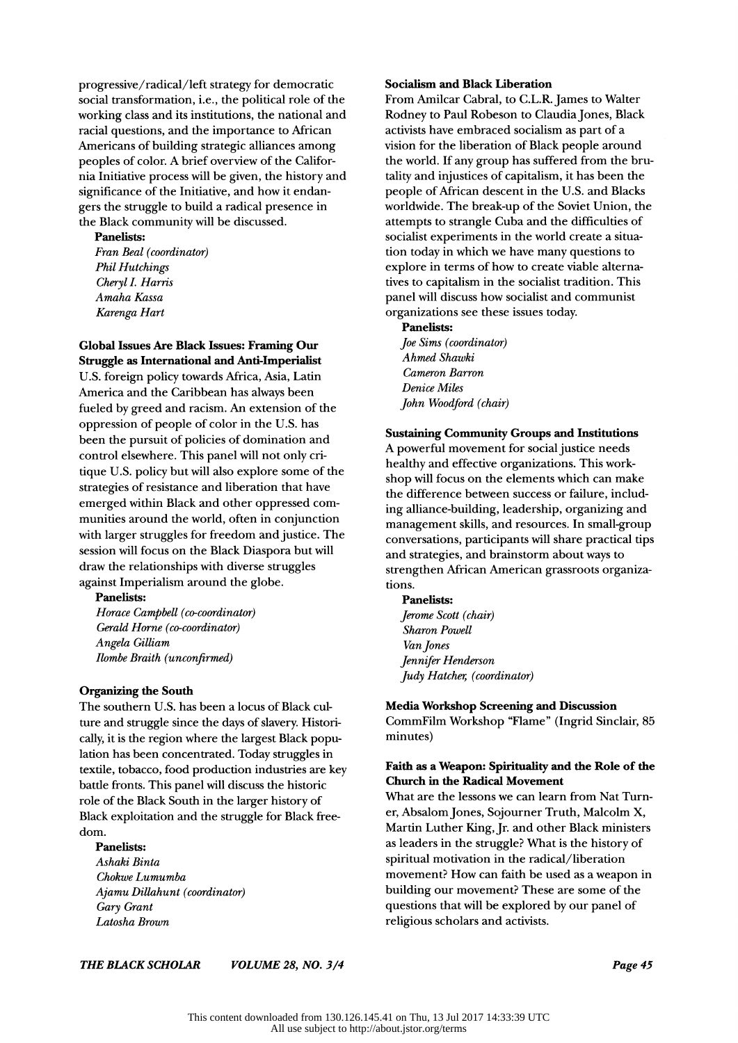progressive/radical/left strategy for democratic social transformation, i.e., the political role of the working class and its institutions, the national and racial questions, and the importance to African Americans of building strategic alliances among peoples of color. A brief overview of the California Initiative process will be given, the history and significance of the Initiative, and how it endangers the struggle to build a radical presence in the Black community will be discussed.

**Panelists:**

*Fran Beal (coordinator)*
*Phil Hutchings*
*Cheryl I. Harris*
*Amaha Kassa*
*Karenga Hart*

**Global Issues Are Black Issues: Framing Our Struggle as International and Anti-Imperialist**

U.S. foreign policy towards Africa, Asia, Latin America and the Caribbean has always been fueled by greed and racism. An extension of the oppression of people of color in the U.S. has been the pursuit of policies of domination and control elsewhere. This panel will not only critique U.S. policy but will also explore some of the strategies of resistance and liberation that have emerged within Black and other oppressed communities around the world, often in conjunction with larger struggles for freedom and justice. The session will focus on the Black Diaspora but will draw the relationships with diverse struggles against Imperialism around the globe.

**Panelists:**

*Horace Campbell (co-coordinator)*
*Gerald Horne (co-coordinator)*
*Angela Gilliam*
*Ilombe Braith (unconfirmed)*

**Organizing the South**

The southern U.S. has been a locus of Black culture and struggle since the days of slavery. Historically, it is the region where the largest Black population has been concentrated. Today struggles in textile, tobacco, food production industries are key battle fronts. This panel will discuss the historic role of the Black South in the larger history of Black exploitation and the struggle for Black freedom.

**Panelists:**

*Ashaki Binta*
*Chokwe Lumumba*
*Ajamu Dillahunt (coordinator)*
*Gary Grant*
*Latosha Brown*

**Socialism and Black Liberation**

From Amilcar Cabral, to C.L.R. James to Walter Rodney to Paul Robeson to Claudia Jones, Black activists have embraced socialism as part of a vision for the liberation of Black people around the world. If any group has suffered from the brutality and injustices of capitalism, it has been the people of African descent in the U.S. and Blacks worldwide. The break-up of the Soviet Union, the attempts to strangle Cuba and the difficulties of socialist experiments in the world create a situation today in which we have many questions to explore in terms of how to create viable alternatives to capitalism in the socialist tradition. This panel will discuss how socialist and communist organizations see these issues today.

**Panelists:**

*Joe Sims (coordinator)*
*Ahmed Shawki*
*Cameron Barron*
*Denice Miles*
*John Woodford (chair)*

**Sustaining Community Groups and Institutions**

A powerful movement for social justice needs healthy and effective organizations. This workshop will focus on the elements which can make the difference between success or failure, including alliance-building, leadership, organizing and management skills, and resources. In small-group conversations, participants will share practical tips and strategies, and brainstorm about ways to strengthen African American grassroots organizations.

**Panelists:**

*Jerome Scott (chair)*
*Sharon Powell*
*Van Jones*
*Jennifer Henderson*
*Judy Hatcher, (coordinator)*

**Media Workshop Screening and Discussion**

CommFilm Workshop "Flame" (Ingrid Sinclair, 85 minutes)

**Faith as a Weapon: Spirituality and the Role of the Church in the Radical Movement**

What are the lessons we can learn from Nat Turner, Absalom Jones, Sojourner Truth, Malcolm X, Martin Luther King, Jr. and other Black ministers as leaders in the struggle? What is the history of spiritual motivation in the radical/liberation movement? How can faith be used as a weapon in building our movement? These are some of the questions that will be explored by our panel of religious scholars and activists.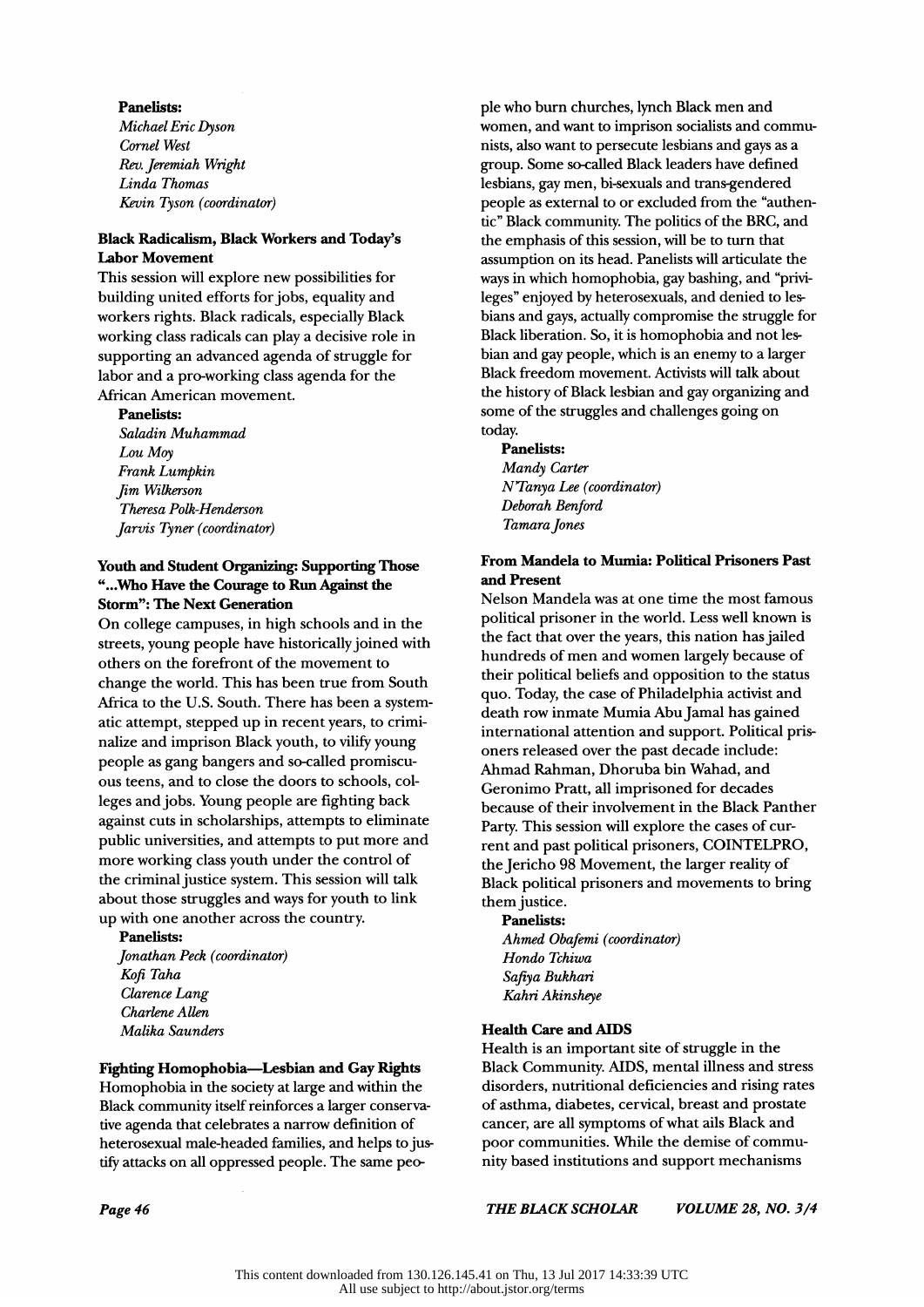**Panelists:**
*Michael Eric Dyson*
*Cornel West*
*Rev. Jeremiah Wright*
*Linda Thomas*
*Kevin Tyson (coordinator)*

**Black Radicalism, Black Workers and Today's Labor Movement**

This session will explore new possibilities for building united efforts for jobs, equality and workers rights. Black radicals, especially Black working class radicals can play a decisive role in supporting an advanced agenda of struggle for labor and a pro-working class agenda for the African American movement.

**Panelists:**
*Saladin Muhammad*
*Lou Moy*
*Frank Lumpkin*
*Jim Wilkerson*
*Theresa Polk-Henderson*
*Jarvis Tyner (coordinator)*

**Youth and Student Organizing: Supporting Those "...Who Have the Courage to Run Against the Storm": The Next Generation**

On college campuses, in high schools and in the streets, young people have historically joined with others on the forefront of the movement to change the world. This has been true from South Africa to the U.S. South. There has been a systematic attempt, stepped up in recent years, to criminalize and imprison Black youth, to vilify young people as gang bangers and so-called promiscuous teens, and to close the doors to schools, colleges and jobs. Young people are fighting back against cuts in scholarships, attempts to eliminate public universities, and attempts to put more and more working class youth under the control of the criminal justice system. This session will talk about those struggles and ways for youth to link up with one another across the country.

**Panelists:**
*Jonathan Peck (coordinator)*
*Kofi Taha*
*Clarence Lang*
*Charlene Allen*
*Malika Saunders*

**Fighting Homophobia—Lesbian and Gay Rights**

Homophobia in the society at large and within the Black community itself reinforces a larger conservative agenda that celebrates a narrow definition of heterosexual male-headed families, and helps to justify attacks on all oppressed people. The same people who burn churches, lynch Black men and women, and want to imprison socialists and communists, also want to persecute lesbians and gays as a group. Some so-called Black leaders have defined lesbians, gay men, bi-sexuals and trans-gendered people as external to or excluded from the "authentic" Black community. The politics of the BRC, and the emphasis of this session, will be to turn that assumption on its head. Panelists will articulate the ways in which homophobia, gay bashing, and "privileges" enjoyed by heterosexuals, and denied to lesbians and gays, actually compromise the struggle for Black liberation. So, it is homophobia and not lesbian and gay people, which is an enemy to a larger Black freedom movement. Activists will talk about the history of Black lesbian and gay organizing and some of the struggles and challenges going on today.

**Panelists:**
*Mandy Carter*
*N'Tanya Lee (coordinator)*
*Deborah Benford*
*Tamara Jones*

**From Mandela to Mumia: Political Prisoners Past and Present**

Nelson Mandela was at one time the most famous political prisoner in the world. Less well known is the fact that over the years, this nation has jailed hundreds of men and women largely because of their political beliefs and opposition to the status quo. Today, the case of Philadelphia activist and death row inmate Mumia Abu Jamal has gained international attention and support. Political prisoners released over the past decade include: Ahmad Rahman, Dhoruba bin Wahad, and Geronimo Pratt, all imprisoned for decades because of their involvement in the Black Panther Party. This session will explore the cases of current and past political prisoners, COINTELPRO, the Jericho 98 Movement, the larger reality of Black political prisoners and movements to bring them justice.

**Panelists:**
*Ahmed Obafemi (coordinator)*
*Hondo Tchiwa*
*Safiya Bukhari*
*Kahri Akinsheye*

**Health Care and AIDS**

Health is an important site of struggle in the Black Community. AIDS, mental illness and stress disorders, nutritional deficiencies and rising rates of asthma, diabetes, cervical, breast and prostate cancer, are all symptoms of what ails Black and poor communities. While the demise of community based institutions and support mechanisms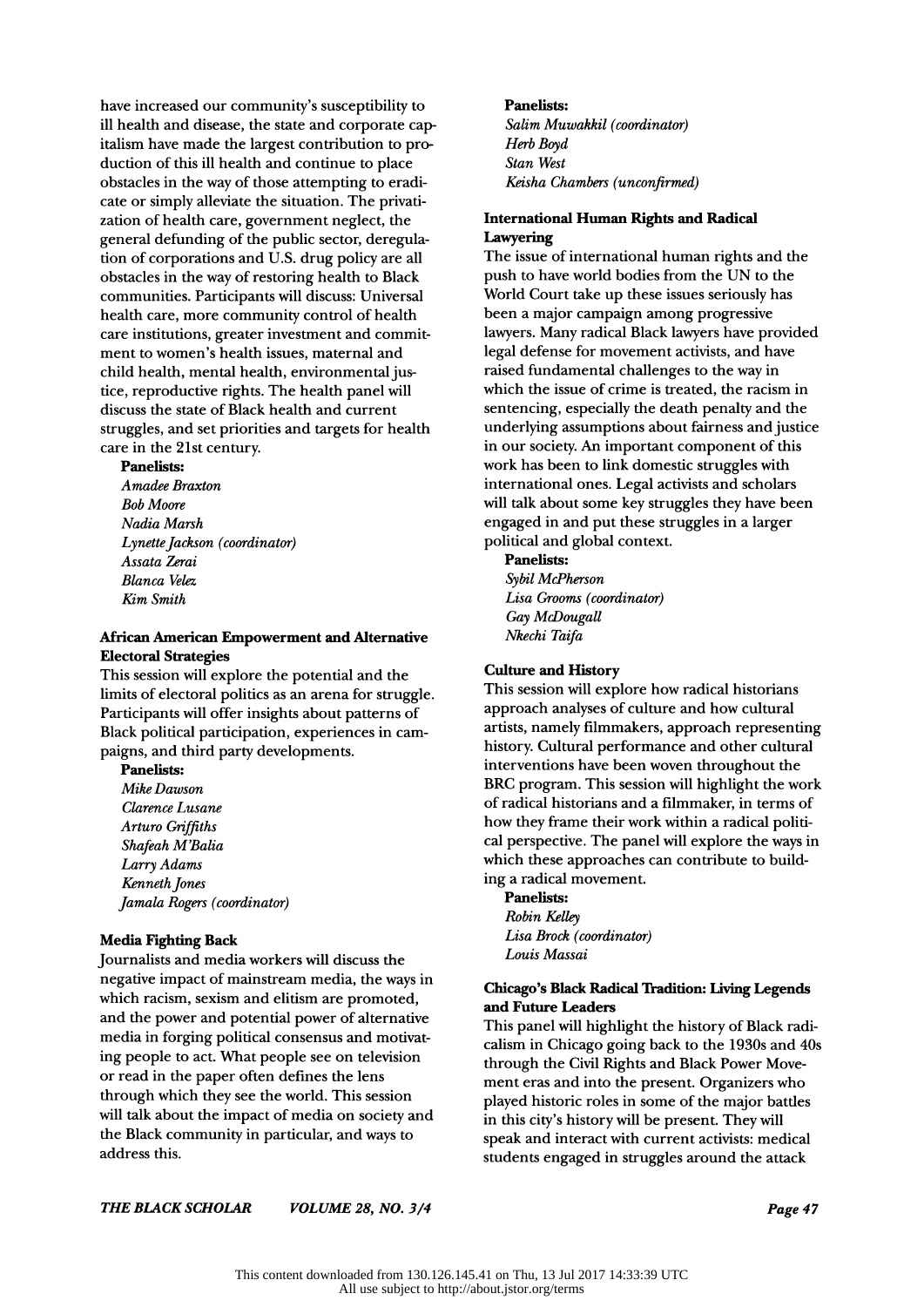have increased our community's susceptibility to ill health and disease, the state and corporate capitalism have made the largest contribution to production of this ill health and continue to place obstacles in the way of those attempting to eradicate or simply alleviate the situation. The privatization of health care, government neglect, the general defunding of the public sector, deregulation of corporations and U.S. drug policy are all obstacles in the way of restoring health to Black communities. Participants will discuss: Universal health care, more community control of health care institutions, greater investment and commitment to women's health issues, maternal and child health, mental health, environmental justice, reproductive rights. The health panel will discuss the state of Black health and current struggles, and set priorities and targets for health care in the 21st century.

**Panelists:**
*Amadee Braxton*
*Bob Moore*
*Nadia Marsh*
*Lynette Jackson (coordinator)*
*Assata Zerai*
*Blanca Velez*
*Kim Smith*

**African American Empowerment and Alternative Electoral Strategies**

This session will explore the potential and the limits of electoral politics as an arena for struggle. Participants will offer insights about patterns of Black political participation, experiences in campaigns, and third party developments.

**Panelists:**
*Mike Dawson*
*Clarence Lusane*
*Arturo Griffiths*
*Shafeah M'Balia*
*Larry Adams*
*Kenneth Jones*
*Jamala Rogers (coordinator)*

**Media Fighting Back**

Journalists and media workers will discuss the negative impact of mainstream media, the ways in which racism, sexism and elitism are promoted, and the power and potential power of alternative media in forging political consensus and motivating people to act. What people see on television or read in the paper often defines the lens through which they see the world. This session will talk about the impact of media on society and the Black community in particular, and ways to address this.

**Panelists:**
*Salim Muwakkil (coordinator)*
*Herb Boyd*
*Stan West*
*Keisha Chambers (unconfirmed)*

**International Human Rights and Radical Lawyering**

The issue of international human rights and the push to have world bodies from the UN to the World Court take up these issues seriously has been a major campaign among progressive lawyers. Many radical Black lawyers have provided legal defense for movement activists, and have raised fundamental challenges to the way in which the issue of crime is treated, the racism in sentencing, especially the death penalty and the underlying assumptions about fairness and justice in our society. An important component of this work has been to link domestic struggles with international ones. Legal activists and scholars will talk about some key struggles they have been engaged in and put these struggles in a larger political and global context.

**Panelists:**
*Sybil McPherson*
*Lisa Grooms (coordinator)*
*Gay McDougall*
*Nkechi Taifa*

**Culture and History**

This session will explore how radical historians approach analyses of culture and how cultural artists, namely filmmakers, approach representing history. Cultural performance and other cultural interventions have been woven throughout the BRC program. This session will highlight the work of radical historians and a filmmaker, in terms of how they frame their work within a radical political perspective. The panel will explore the ways in which these approaches can contribute to building a radical movement.

**Panelists:**
*Robin Kelley*
*Lisa Brock (coordinator)*
*Louis Massai*

**Chicago's Black Radical Tradition: Living Legends and Future Leaders**

This panel will highlight the history of Black radicalism in Chicago going back to the 1930s and 40s through the Civil Rights and Black Power Movement eras and into the present. Organizers who played historic roles in some of the major battles in this city's history will be present. They will speak and interact with current activists: medical students engaged in struggles around the attack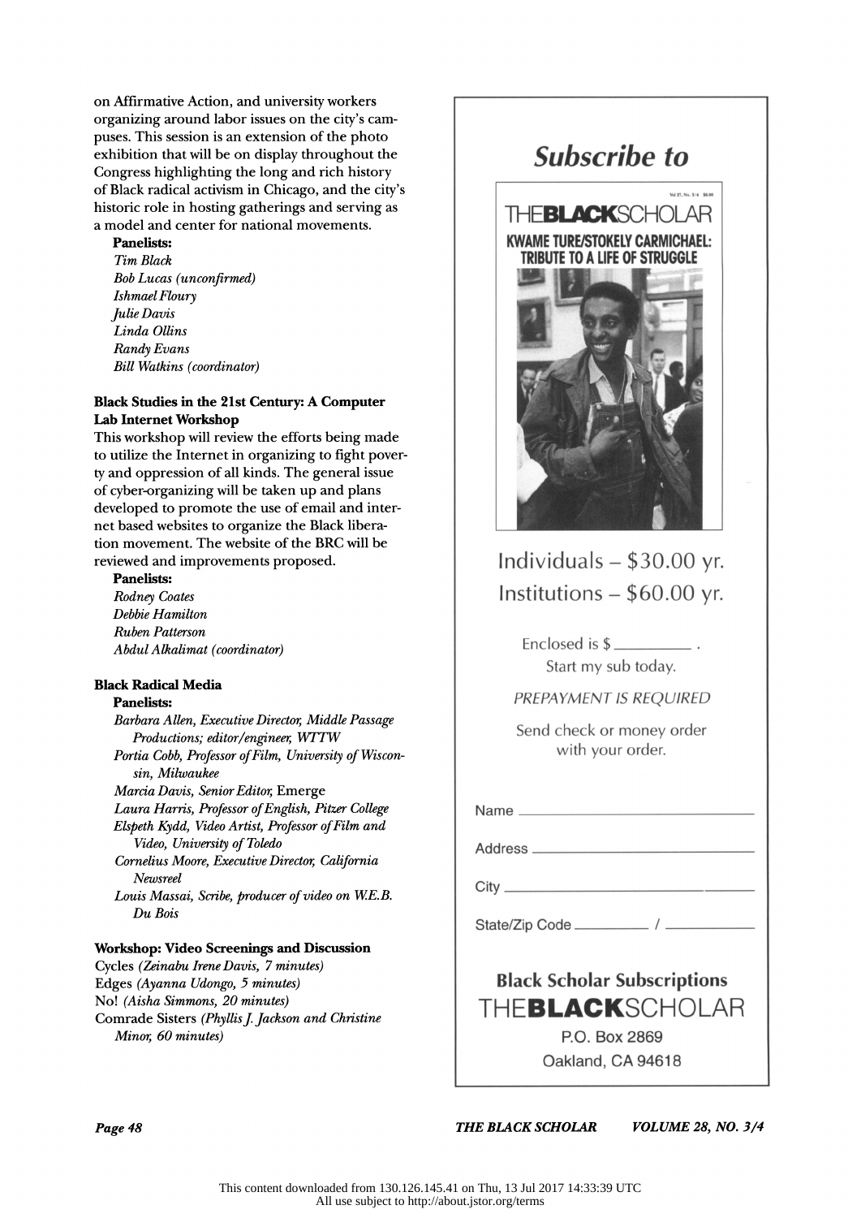on Affirmative Action, and university workers organizing around labor issues on the city's campuses. This session is an extension of the photo exhibition that will be on display throughout the Congress highlighting the long and rich history of Black radical activism in Chicago, and the city's historic role in hosting gatherings and serving as a model and center for national movements.

**Panelists:**

*Tim Black*
*Bob Lucas (unconfirmed)*
*Ishmael Floury*
*Julie Davis*
*Linda Ollins*
*Randy Evans*
*Bill Watkins (coordinator)*

**Black Studies in the 21st Century: A Computer Lab Internet Workshop**

This workshop will review the efforts being made to utilize the Internet in organizing to fight poverty and oppression of all kinds. The general issue of cyber-organizing will be taken up and plans developed to promote the use of email and internet based websites to organize the Black liberation movement. The website of the BRC will be reviewed and improvements proposed.

**Panelists:**

*Rodney Coates*
*Debbie Hamilton*
*Ruben Patterson*
*Abdul Alkalimat (coordinator)*

**Black Radical Media**

**Panelists:**

*Barbara Allen, Executive Director, Middle Passage Productions; editor/engineer, WTTW*
*Portia Cobb, Professor of Film, University of Wisconsin, Milwaukee*
*Marcia Davis, Senior Editor,* Emerge
*Laura Harris, Professor of English, Pitzer College*
*Elspeth Kydd, Video Artist, Professor of Film and Video, University of Toledo*
*Cornelius Moore, Executive Director, California Newsreel*
*Louis Massai, Scribe, producer of video on W.E.B. Du Bois*

**Workshop: Video Screenings and Discussion**

Cycles *(Zeinabu Irene Davis, 7 minutes)*
Edges *(Ayanna Udongo, 5 minutes)*
No! *(Aisha Simmons, 20 minutes)*
Comrade Sisters *(Phyllis J. Jackson and Christine Minor, 60 minutes)*

## *Subscribe to*

THE**BLACK**SCHOLAR

**KWAME TURE/STOKELY CARMICHAEL: TRIBUTE TO A LIFE OF STRUGGLE**

Individuals – $30.00 yr.
Institutions – $60.00 yr.

Enclosed is $ _________ .
Start my sub today.

*PREPAYMENT IS REQUIRED*

Send check or money order with your order.

Name ______________________________

Address ______________________________

City ______________________________

State/Zip Code _________ / ___________

**Black Scholar Subscriptions**
THE**BLACK**SCHOLAR
P.O. Box 2869
Oakland, CA 94618